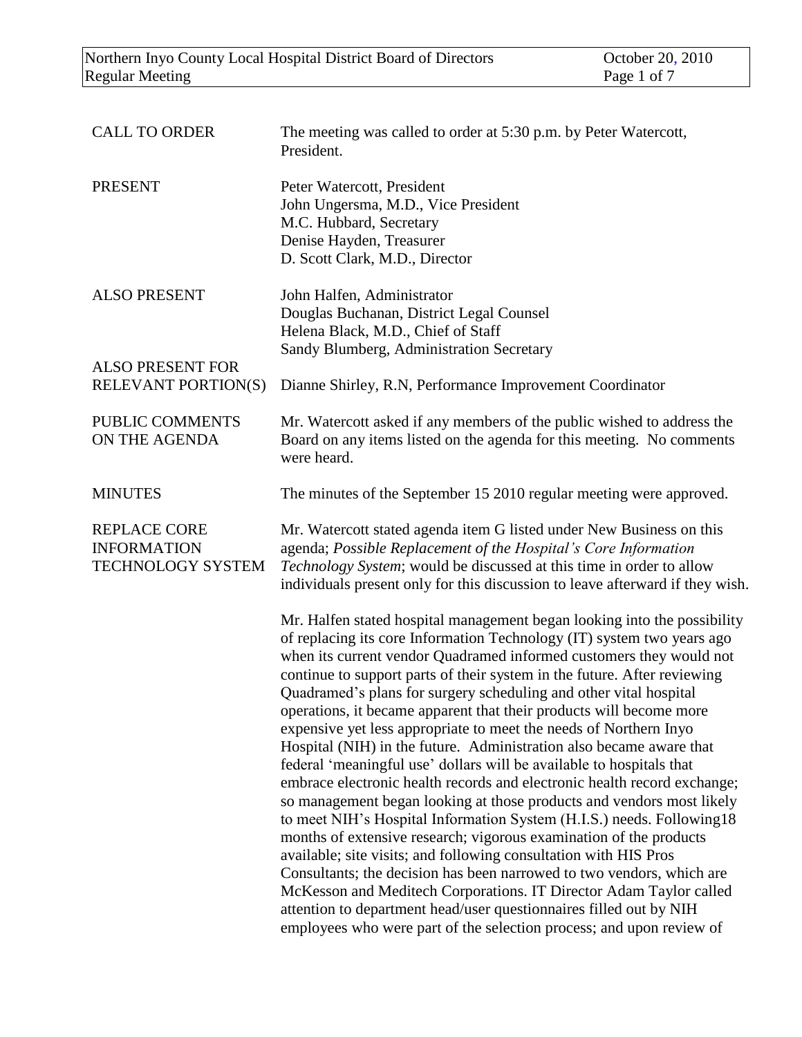| | |
|---|---|
| CALL TO ORDER | The meeting was called to order at 5:30 p.m. by Peter Watercott, President. |
| PRESENT | Peter Watercott, President<br>John Ungersma, M.D., Vice President<br>M.C. Hubbard, Secretary<br>Denise Hayden, Treasurer<br>D. Scott Clark, M.D., Director |
| ALSO PRESENT | John Halfen, Administrator<br>Douglas Buchanan, District Legal Counsel<br>Helena Black, M.D., Chief of Staff<br>Sandy Blumberg, Administration Secretary |
| ALSO PRESENT FOR RELEVANT PORTION(S) | Dianne Shirley, R.N, Performance Improvement Coordinator |
| PUBLIC COMMENTS ON THE AGENDA | Mr. Watercott asked if any members of the public wished to address the Board on any items listed on the agenda for this meeting. No comments were heard. |
| MINUTES | The minutes of the September 15 2010 regular meeting were approved. |
| REPLACE CORE INFORMATION TECHNOLOGY SYSTEM | Mr. Watercott stated agenda item G listed under New Business on this agenda; *Possible Replacement of the Hospital's Core Information Technology System*; would be discussed at this time in order to allow individuals present only for this discussion to leave afterward if they wish. |

Mr. Halfen stated hospital management began looking into the possibility of replacing its core Information Technology (IT) system two years ago when its current vendor Quadramed informed customers they would not continue to support parts of their system in the future. After reviewing Quadramed's plans for surgery scheduling and other vital hospital operations, it became apparent that their products will become more expensive yet less appropriate to meet the needs of Northern Inyo Hospital (NIH) in the future. Administration also became aware that federal 'meaningful use' dollars will be available to hospitals that embrace electronic health records and electronic health record exchange; so management began looking at those products and vendors most likely to meet NIH's Hospital Information System (H.I.S.) needs. Following18 months of extensive research; vigorous examination of the products available; site visits; and following consultation with HIS Pros Consultants; the decision has been narrowed to two vendors, which are McKesson and Meditech Corporations. IT Director Adam Taylor called attention to department head/user questionnaires filled out by NIH employees who were part of the selection process; and upon review of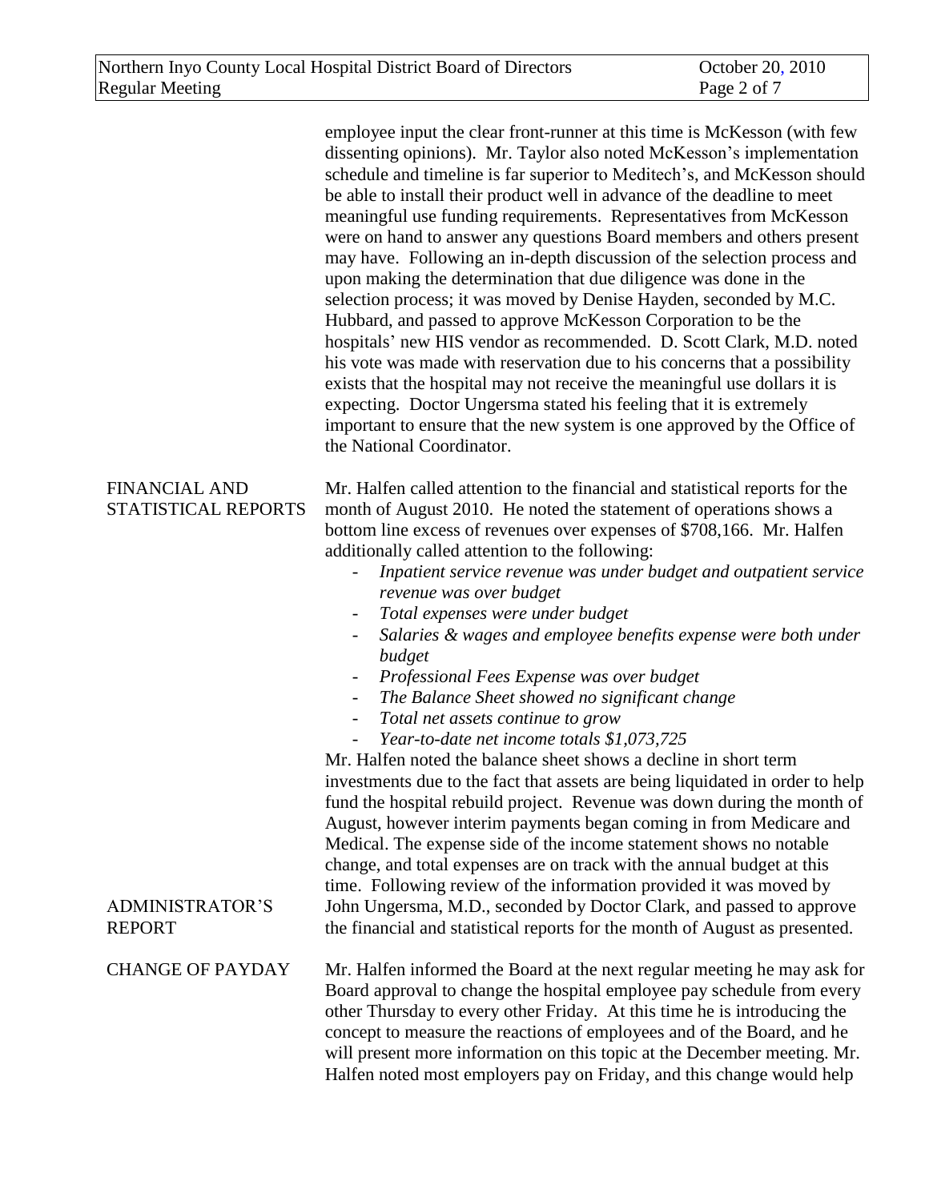employee input the clear front-runner at this time is McKesson (with few dissenting opinions). Mr. Taylor also noted McKesson's implementation schedule and timeline is far superior to Meditech's, and McKesson should be able to install their product well in advance of the deadline to meet meaningful use funding requirements. Representatives from McKesson were on hand to answer any questions Board members and others present may have. Following an in-depth discussion of the selection process and upon making the determination that due diligence was done in the selection process; it was moved by Denise Hayden, seconded by M.C. Hubbard, and passed to approve McKesson Corporation to be the hospitals' new HIS vendor as recommended. D. Scott Clark, M.D. noted his vote was made with reservation due to his concerns that a possibility exists that the hospital may not receive the meaningful use dollars it is expecting. Doctor Ungersma stated his feeling that it is extremely important to ensure that the new system is one approved by the Office of the National Coordinator.

## FINANCIAL AND STATISTICAL REPORTS

Mr. Halfen called attention to the financial and statistical reports for the month of August 2010. He noted the statement of operations shows a bottom line excess of revenues over expenses of $708,166. Mr. Halfen additionally called attention to the following:

- *Inpatient service revenue was under budget and outpatient service revenue was over budget*
- *Total expenses were under budget*
- *Salaries & wages and employee benefits expense were both under budget*
- *Professional Fees Expense was over budget*
- *The Balance Sheet showed no significant change*
- *Total net assets continue to grow*
- *Year-to-date net income totals $1,073,725*

Mr. Halfen noted the balance sheet shows a decline in short term investments due to the fact that assets are being liquidated in order to help fund the hospital rebuild project. Revenue was down during the month of August, however interim payments began coming in from Medicare and Medical. The expense side of the income statement shows no notable change, and total expenses are on track with the annual budget at this time. Following review of the information provided it was moved by John Ungersma, M.D., seconded by Doctor Clark, and passed to approve the financial and statistical reports for the month of August as presented.

## ADMINISTRATOR'S REPORT

## CHANGE OF PAYDAY

Mr. Halfen informed the Board at the next regular meeting he may ask for Board approval to change the hospital employee pay schedule from every other Thursday to every other Friday. At this time he is introducing the concept to measure the reactions of employees and of the Board, and he will present more information on this topic at the December meeting. Mr. Halfen noted most employers pay on Friday, and this change would help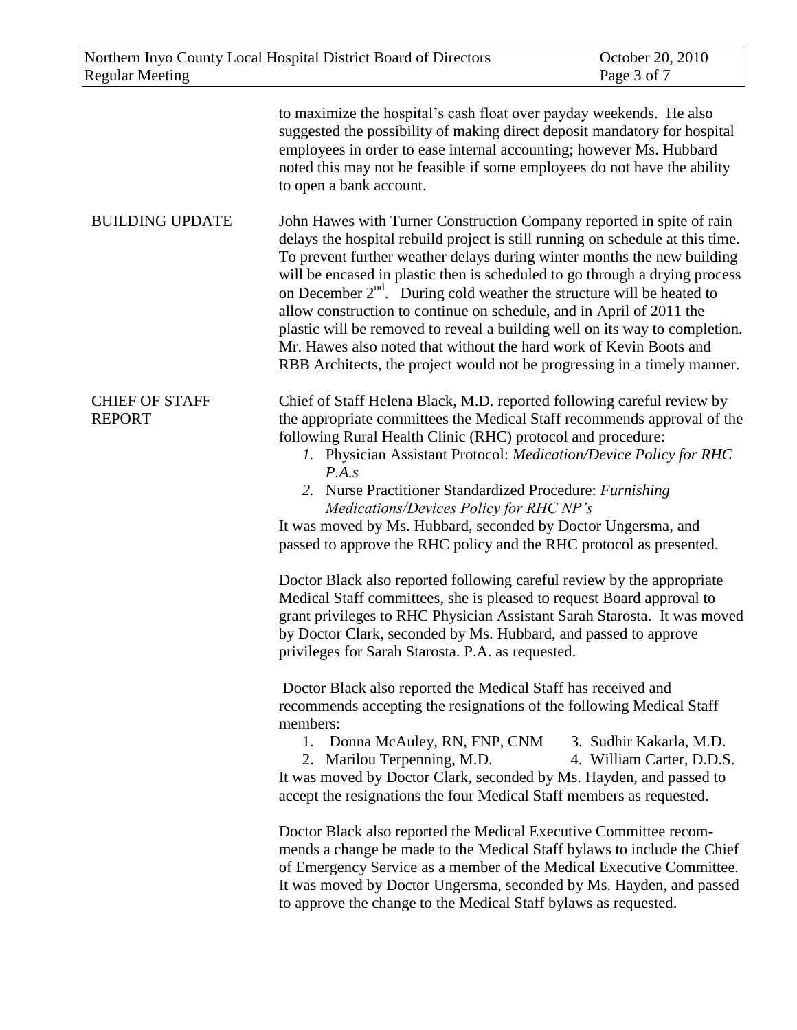to maximize the hospital's cash float over payday weekends. He also suggested the possibility of making direct deposit mandatory for hospital employees in order to ease internal accounting; however Ms. Hubbard noted this may not be feasible if some employees do not have the ability to open a bank account.

**BUILDING UPDATE**

John Hawes with Turner Construction Company reported in spite of rain delays the hospital rebuild project is still running on schedule at this time. To prevent further weather delays during winter months the new building will be encased in plastic then is scheduled to go through a drying process on December 2nd. During cold weather the structure will be heated to allow construction to continue on schedule, and in April of 2011 the plastic will be removed to reveal a building well on its way to completion. Mr. Hawes also noted that without the hard work of Kevin Boots and RBB Architects, the project would not be progressing in a timely manner.

**CHIEF OF STAFF REPORT**

Chief of Staff Helena Black, M.D. reported following careful review by the appropriate committees the Medical Staff recommends approval of the following Rural Health Clinic (RHC) protocol and procedure:

1. Physician Assistant Protocol: *Medication/Device Policy for RHC P.A.s*
2. Nurse Practitioner Standardized Procedure: *Furnishing Medications/Devices Policy for RHC NP's*

It was moved by Ms. Hubbard, seconded by Doctor Ungersma, and passed to approve the RHC policy and the RHC protocol as presented.

Doctor Black also reported following careful review by the appropriate Medical Staff committees, she is pleased to request Board approval to grant privileges to RHC Physician Assistant Sarah Starosta. It was moved by Doctor Clark, seconded by Ms. Hubbard, and passed to approve privileges for Sarah Starosta. P.A. as requested.

Doctor Black also reported the Medical Staff has received and recommends accepting the resignations of the following Medical Staff members:

1. Donna McAuley, RN, FNP, CNM
2. Marilou Terpenning, M.D.
3. Sudhir Kakarla, M.D.
4. William Carter, D.D.S.

It was moved by Doctor Clark, seconded by Ms. Hayden, and passed to accept the resignations the four Medical Staff members as requested.

Doctor Black also reported the Medical Executive Committee recommends a change be made to the Medical Staff bylaws to include the Chief of Emergency Service as a member of the Medical Executive Committee. It was moved by Doctor Ungersma, seconded by Ms. Hayden, and passed to approve the change to the Medical Staff bylaws as requested.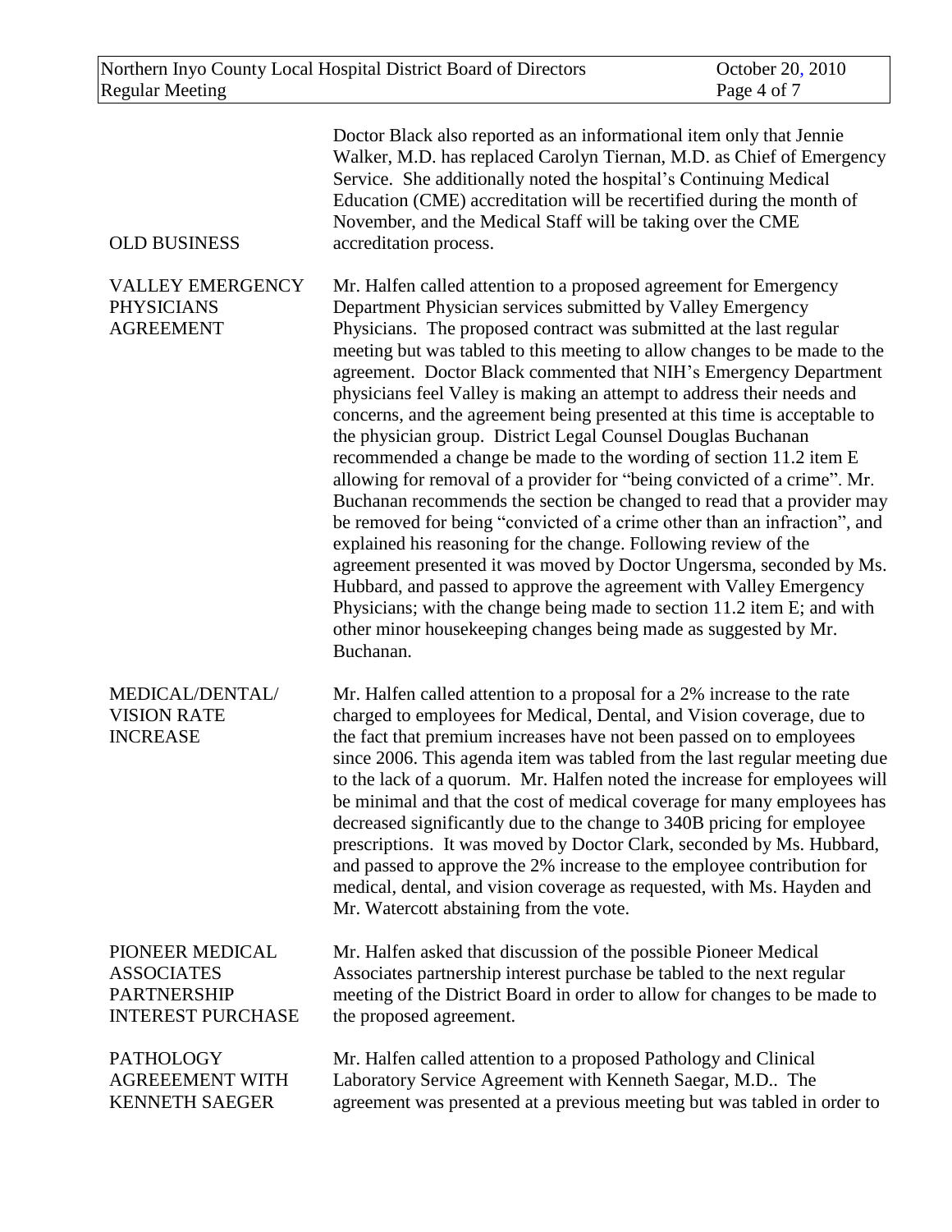Doctor Black also reported as an informational item only that Jennie Walker, M.D. has replaced Carolyn Tiernan, M.D. as Chief of Emergency Service. She additionally noted the hospital's Continuing Medical Education (CME) accreditation will be recertified during the month of November, and the Medical Staff will be taking over the CME accreditation process.

**OLD BUSINESS**

**VALLEY EMERGENCY PHYSICIANS AGREEMENT**

Mr. Halfen called attention to a proposed agreement for Emergency Department Physician services submitted by Valley Emergency Physicians. The proposed contract was submitted at the last regular meeting but was tabled to this meeting to allow changes to be made to the agreement. Doctor Black commented that NIH's Emergency Department physicians feel Valley is making an attempt to address their needs and concerns, and the agreement being presented at this time is acceptable to the physician group. District Legal Counsel Douglas Buchanan recommended a change be made to the wording of section 11.2 item E allowing for removal of a provider for "being convicted of a crime". Mr. Buchanan recommends the section be changed to read that a provider may be removed for being "convicted of a crime other than an infraction", and explained his reasoning for the change. Following review of the agreement presented it was moved by Doctor Ungersma, seconded by Ms. Hubbard, and passed to approve the agreement with Valley Emergency Physicians; with the change being made to section 11.2 item E; and with other minor housekeeping changes being made as suggested by Mr. Buchanan.

**MEDICAL/DENTAL/ VISION RATE INCREASE**

Mr. Halfen called attention to a proposal for a 2% increase to the rate charged to employees for Medical, Dental, and Vision coverage, due to the fact that premium increases have not been passed on to employees since 2006. This agenda item was tabled from the last regular meeting due to the lack of a quorum. Mr. Halfen noted the increase for employees will be minimal and that the cost of medical coverage for many employees has decreased significantly due to the change to 340B pricing for employee prescriptions. It was moved by Doctor Clark, seconded by Ms. Hubbard, and passed to approve the 2% increase to the employee contribution for medical, dental, and vision coverage as requested, with Ms. Hayden and Mr. Watercott abstaining from the vote.

**PIONEER MEDICAL ASSOCIATES PARTNERSHIP INTEREST PURCHASE**

Mr. Halfen asked that discussion of the possible Pioneer Medical Associates partnership interest purchase be tabled to the next regular meeting of the District Board in order to allow for changes to be made to the proposed agreement.

**PATHOLOGY AGREEEMENT WITH KENNETH SAEGER**

Mr. Halfen called attention to a proposed Pathology and Clinical Laboratory Service Agreement with Kenneth Saegar, M.D.. The agreement was presented at a previous meeting but was tabled in order to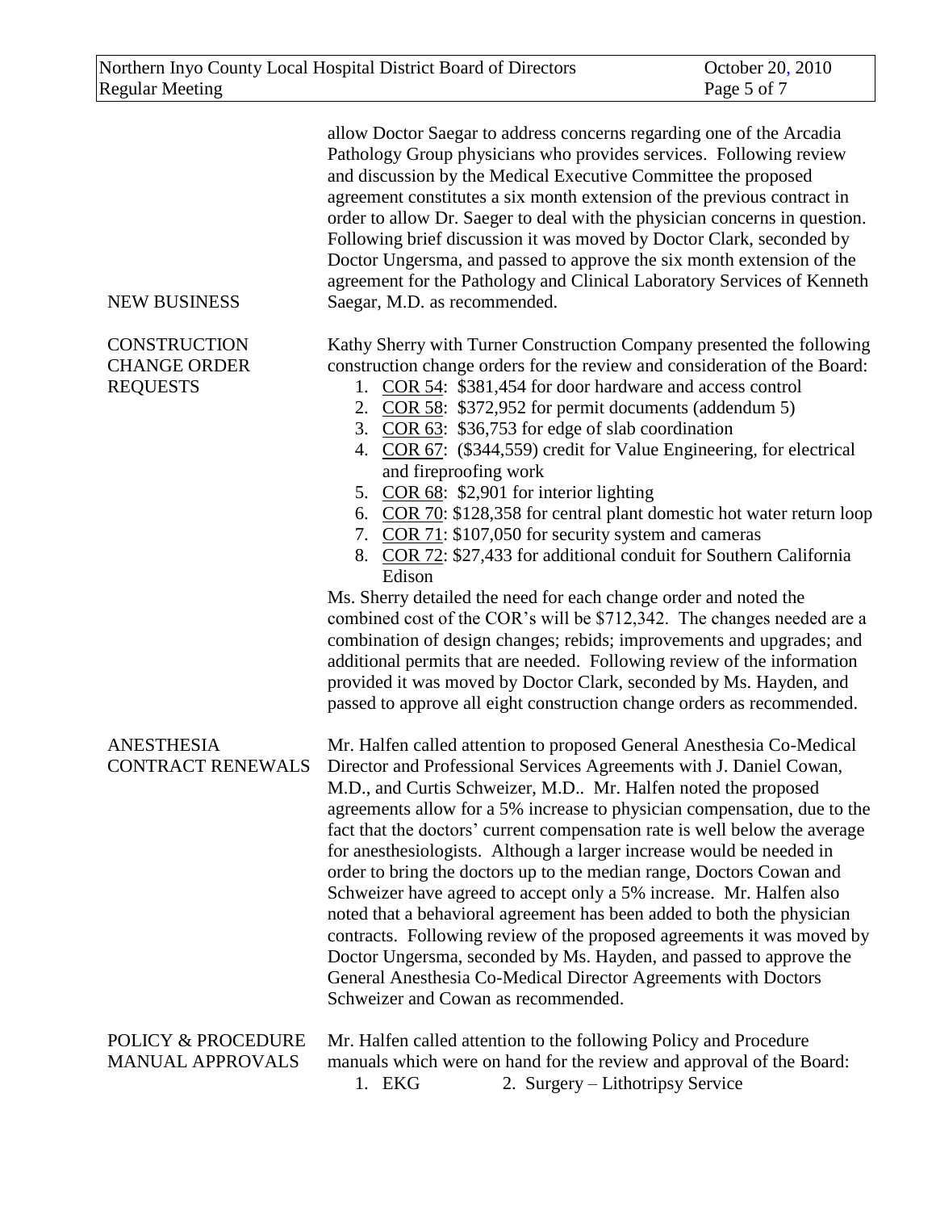allow Doctor Saegar to address concerns regarding one of the Arcadia Pathology Group physicians who provides services. Following review and discussion by the Medical Executive Committee the proposed agreement constitutes a six month extension of the previous contract in order to allow Dr. Saeger to deal with the physician concerns in question. Following brief discussion it was moved by Doctor Clark, seconded by Doctor Ungersma, and passed to approve the six month extension of the agreement for the Pathology and Clinical Laboratory Services of Kenneth Saegar, M.D. as recommended.

## NEW BUSINESS

### CONSTRUCTION CHANGE ORDER REQUESTS

Kathy Sherry with Turner Construction Company presented the following construction change orders for the review and consideration of the Board:

1. COR 54: $381,454 for door hardware and access control
2. COR 58: $372,952 for permit documents (addendum 5)
3. COR 63: $36,753 for edge of slab coordination
4. COR 67: ($344,559) credit for Value Engineering, for electrical and fireproofing work
5. COR 68: $2,901 for interior lighting
6. COR 70: $128,358 for central plant domestic hot water return loop
7. COR 71: $107,050 for security system and cameras
8. COR 72: $27,433 for additional conduit for Southern California Edison

Ms. Sherry detailed the need for each change order and noted the combined cost of the COR's will be $712,342. The changes needed are a combination of design changes; rebids; improvements and upgrades; and additional permits that are needed. Following review of the information provided it was moved by Doctor Clark, seconded by Ms. Hayden, and passed to approve all eight construction change orders as recommended.

### ANESTHESIA CONTRACT RENEWALS

Mr. Halfen called attention to proposed General Anesthesia Co-Medical Director and Professional Services Agreements with J. Daniel Cowan, M.D., and Curtis Schweizer, M.D.. Mr. Halfen noted the proposed agreements allow for a 5% increase to physician compensation, due to the fact that the doctors' current compensation rate is well below the average for anesthesiologists. Although a larger increase would be needed in order to bring the doctors up to the median range, Doctors Cowan and Schweizer have agreed to accept only a 5% increase. Mr. Halfen also noted that a behavioral agreement has been added to both the physician contracts. Following review of the proposed agreements it was moved by Doctor Ungersma, seconded by Ms. Hayden, and passed to approve the General Anesthesia Co-Medical Director Agreements with Doctors Schweizer and Cowan as recommended.

### POLICY & PROCEDURE MANUAL APPROVALS

Mr. Halfen called attention to the following Policy and Procedure manuals which were on hand for the review and approval of the Board:

1. EKG
2. Surgery – Lithotripsy Service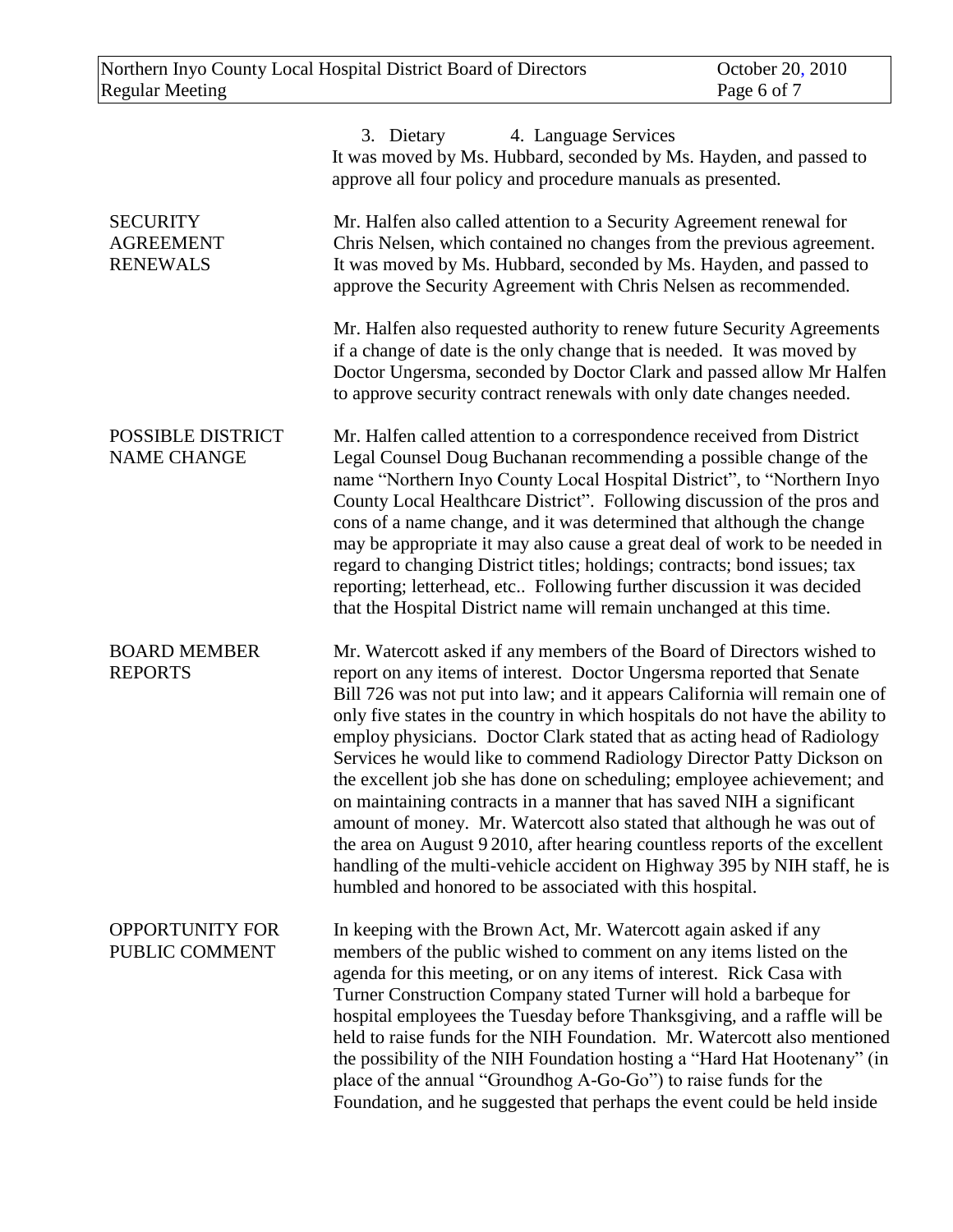3. Dietary 4. Language Services

It was moved by Ms. Hubbard, seconded by Ms. Hayden, and passed to approve all four policy and procedure manuals as presented.

**SECURITY AGREEMENT RENEWALS**

Mr. Halfen also called attention to a Security Agreement renewal for Chris Nelsen, which contained no changes from the previous agreement. It was moved by Ms. Hubbard, seconded by Ms. Hayden, and passed to approve the Security Agreement with Chris Nelsen as recommended.

Mr. Halfen also requested authority to renew future Security Agreements if a change of date is the only change that is needed. It was moved by Doctor Ungersma, seconded by Doctor Clark and passed allow Mr Halfen to approve security contract renewals with only date changes needed.

**POSSIBLE DISTRICT NAME CHANGE**

Mr. Halfen called attention to a correspondence received from District Legal Counsel Doug Buchanan recommending a possible change of the name "Northern Inyo County Local Hospital District", to "Northern Inyo County Local Healthcare District". Following discussion of the pros and cons of a name change, and it was determined that although the change may be appropriate it may also cause a great deal of work to be needed in regard to changing District titles; holdings; contracts; bond issues; tax reporting; letterhead, etc.. Following further discussion it was decided that the Hospital District name will remain unchanged at this time.

**BOARD MEMBER REPORTS**

Mr. Watercott asked if any members of the Board of Directors wished to report on any items of interest. Doctor Ungersma reported that Senate Bill 726 was not put into law; and it appears California will remain one of only five states in the country in which hospitals do not have the ability to employ physicians. Doctor Clark stated that as acting head of Radiology Services he would like to commend Radiology Director Patty Dickson on the excellent job she has done on scheduling; employee achievement; and on maintaining contracts in a manner that has saved NIH a significant amount of money. Mr. Watercott also stated that although he was out of the area on August 9 2010, after hearing countless reports of the excellent handling of the multi-vehicle accident on Highway 395 by NIH staff, he is humbled and honored to be associated with this hospital.

**OPPORTUNITY FOR PUBLIC COMMENT**

In keeping with the Brown Act, Mr. Watercott again asked if any members of the public wished to comment on any items listed on the agenda for this meeting, or on any items of interest. Rick Casa with Turner Construction Company stated Turner will hold a barbeque for hospital employees the Tuesday before Thanksgiving, and a raffle will be held to raise funds for the NIH Foundation. Mr. Watercott also mentioned the possibility of the NIH Foundation hosting a "Hard Hat Hootenany" (in place of the annual "Groundhog A-Go-Go") to raise funds for the Foundation, and he suggested that perhaps the event could be held inside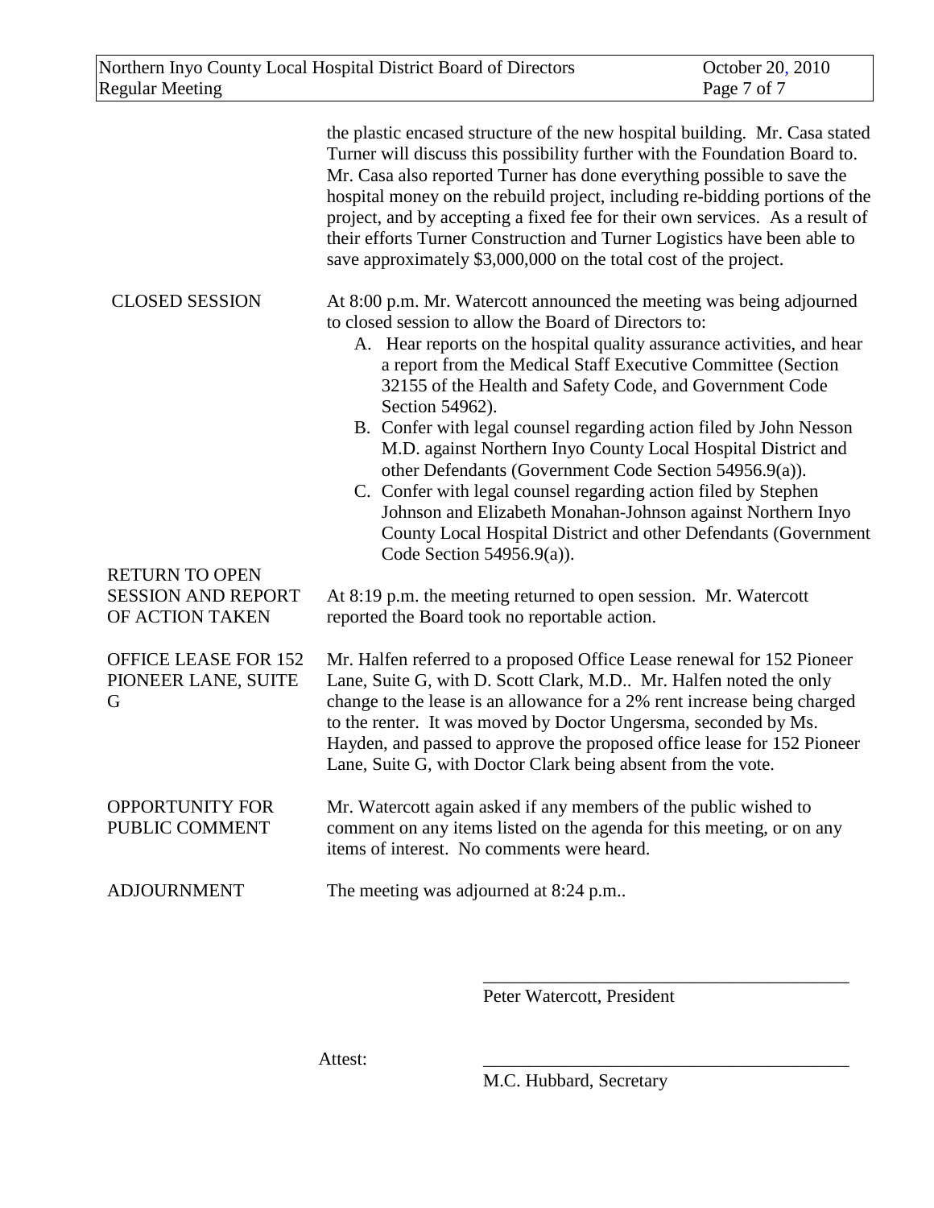the plastic encased structure of the new hospital building. Mr. Casa stated Turner will discuss this possibility further with the Foundation Board to. Mr. Casa also reported Turner has done everything possible to save the hospital money on the rebuild project, including re-bidding portions of the project, and by accepting a fixed fee for their own services. As a result of their efforts Turner Construction and Turner Logistics have been able to save approximately $3,000,000 on the total cost of the project.

**CLOSED SESSION**

At 8:00 p.m. Mr. Watercott announced the meeting was being adjourned to closed session to allow the Board of Directors to:

A. Hear reports on the hospital quality assurance activities, and hear a report from the Medical Staff Executive Committee (Section 32155 of the Health and Safety Code, and Government Code Section 54962).
B. Confer with legal counsel regarding action filed by John Nesson M.D. against Northern Inyo County Local Hospital District and other Defendants (Government Code Section 54956.9(a)).
C. Confer with legal counsel regarding action filed by Stephen Johnson and Elizabeth Monahan-Johnson against Northern Inyo County Local Hospital District and other Defendants (Government Code Section 54956.9(a)).

**RETURN TO OPEN SESSION AND REPORT OF ACTION TAKEN**

At 8:19 p.m. the meeting returned to open session. Mr. Watercott reported the Board took no reportable action.

**OFFICE LEASE FOR 152 PIONEER LANE, SUITE G**

Mr. Halfen referred to a proposed Office Lease renewal for 152 Pioneer Lane, Suite G, with D. Scott Clark, M.D.. Mr. Halfen noted the only change to the lease is an allowance for a 2% rent increase being charged to the renter. It was moved by Doctor Ungersma, seconded by Ms. Hayden, and passed to approve the proposed office lease for 152 Pioneer Lane, Suite G, with Doctor Clark being absent from the vote.

**OPPORTUNITY FOR PUBLIC COMMENT**

Mr. Watercott again asked if any members of the public wished to comment on any items listed on the agenda for this meeting, or on any items of interest. No comments were heard.

**ADJOURNMENT**

The meeting was adjourned at 8:24 p.m..

\_\_\_\_\_\_\_\_\_\_\_\_\_\_\_\_\_\_\_\_\_\_\_\_\_\_\_\_\_\_\_\_\_\_\_\_\_\_\_\_\_\_\_\_

Peter Watercott, President

Attest: \_\_\_\_\_\_\_\_\_\_\_\_\_\_\_\_\_\_\_\_\_\_\_\_\_\_\_\_\_\_\_\_\_\_\_\_\_\_\_\_\_\_\_\_

M.C. Hubbard, Secretary